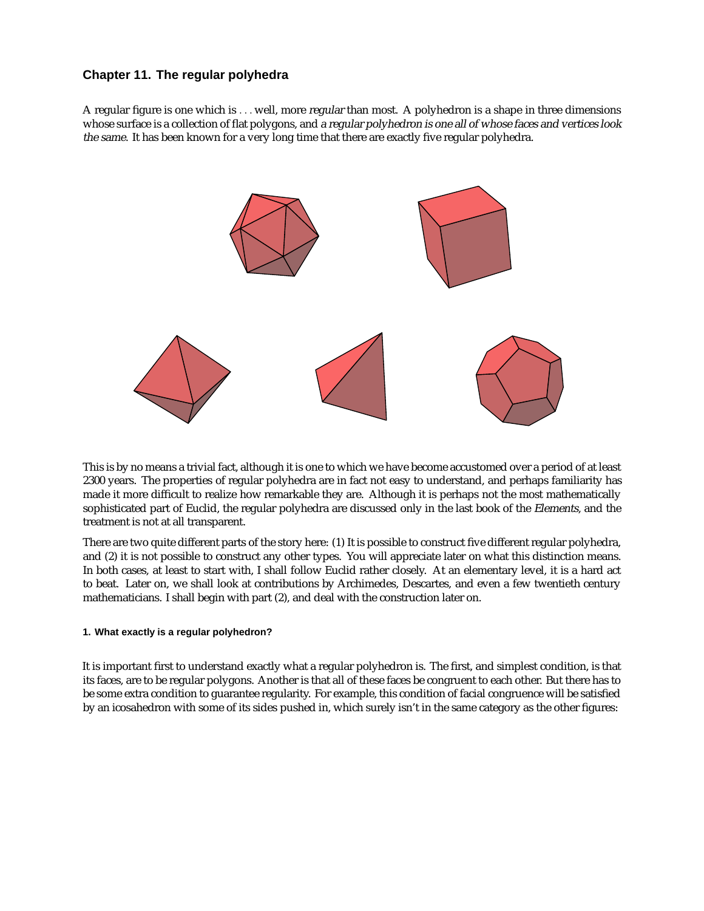## Chapter 11. The regular polyhedra

A regular figure is one which is . . . well, more *regular* than most. A polyhedron is a shape in three dimensions whose surface is a collection of flat polygons, and *a regular polyhedron is one all of whose faces and vertices look the same.* It has been known for a very long time that there are exactly five regular polyhedra.

This is by no means a trivial fact, although it is one to which we have become accustomed over a period of at least 2300 years. The properties of regular polyhedra are in fact not easy to understand, and perhaps familiarity has made it more difficult to realize how remarkable they are. Although it is perhaps not the most mathematically sophisticated part of Euclid, the regular polyhedra are discussed only in the last book of the *Elements*, and the treatment is not at all transparent.

There are two quite different parts of the story here: (1) It is possible to construct five different regular polyhedra, and (2) it is not possible to construct any other types. You will appreciate later on what this distinction means. In both cases, at least to start with, I shall follow Euclid rather closely. At an elementary level, it is a hard act to beat. Later on, we shall look at contributions by Archimedes, Descartes, and even a few twentieth century mathematicians. I shall begin with part (2), and deal with the construction later on.

### 1. What exactly is a regular polyhedron?

It is important first to understand exactly what a regular polyhedron is. The first, and simplest condition, is that its faces, are to be regular polygons. Another is that all of these faces be congruent to each other. But there has to be some extra condition to guarantee regularity. For example, this condition of facial congruence will be satisfied by an icosahedron with some of its sides pushed in, which surely isn't in the same category as the other figures: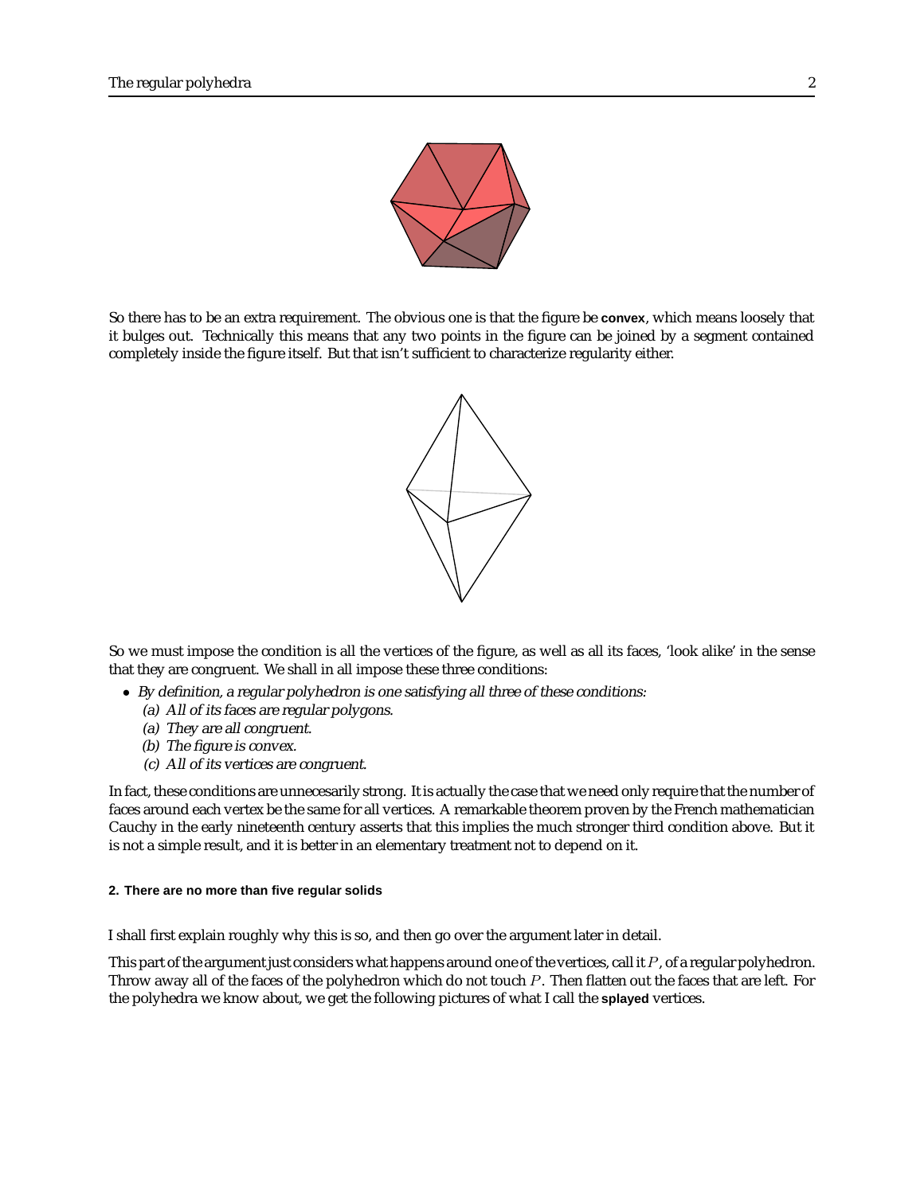So there has to be an extra requirement. The obvious one is that the figure be **convex**, which means loosely that it bulges out. Technically this means that any two points in the figure can be joined by a segment contained completely inside the figure itself. But that isn't sufficient to characterize regularity either.

So we must impose the condition is all the vertices of the figure, as well as all its faces, 'look alike' in the sense that they are congruent. We shall in all impose these three conditions:

- *By definition, a regular polyhedron is one satisfying all three of these conditions:*
  - *(a) All of its faces are regular polygons.*
  - *(a) They are all congruent.*
  - *(b) The figure is convex.*
  - *(c) All of its vertices are congruent.*

In fact, these conditions are unnecesarily strong. It is actually the case that we need only require that the number of faces around each vertex be the same for all vertices. A remarkable theorem proven by the French mathematician Cauchy in the early nineteenth century asserts that this implies the much stronger third condition above. But it is not a simple result, and it is better in an elementary treatment not to depend on it.

#### 2. There are no more than five regular solids

I shall first explain roughly why this is so, and then go over the argument later in detail.

This part of the argument just considers what happens around one of the vertices, call it $P$, of a regular polyhedron. Throw away all of the faces of the polyhedron which do not touch $P$. Then flatten out the faces that are left. For the polyhedra we know about, we get the following pictures of what I call the **splayed** vertices.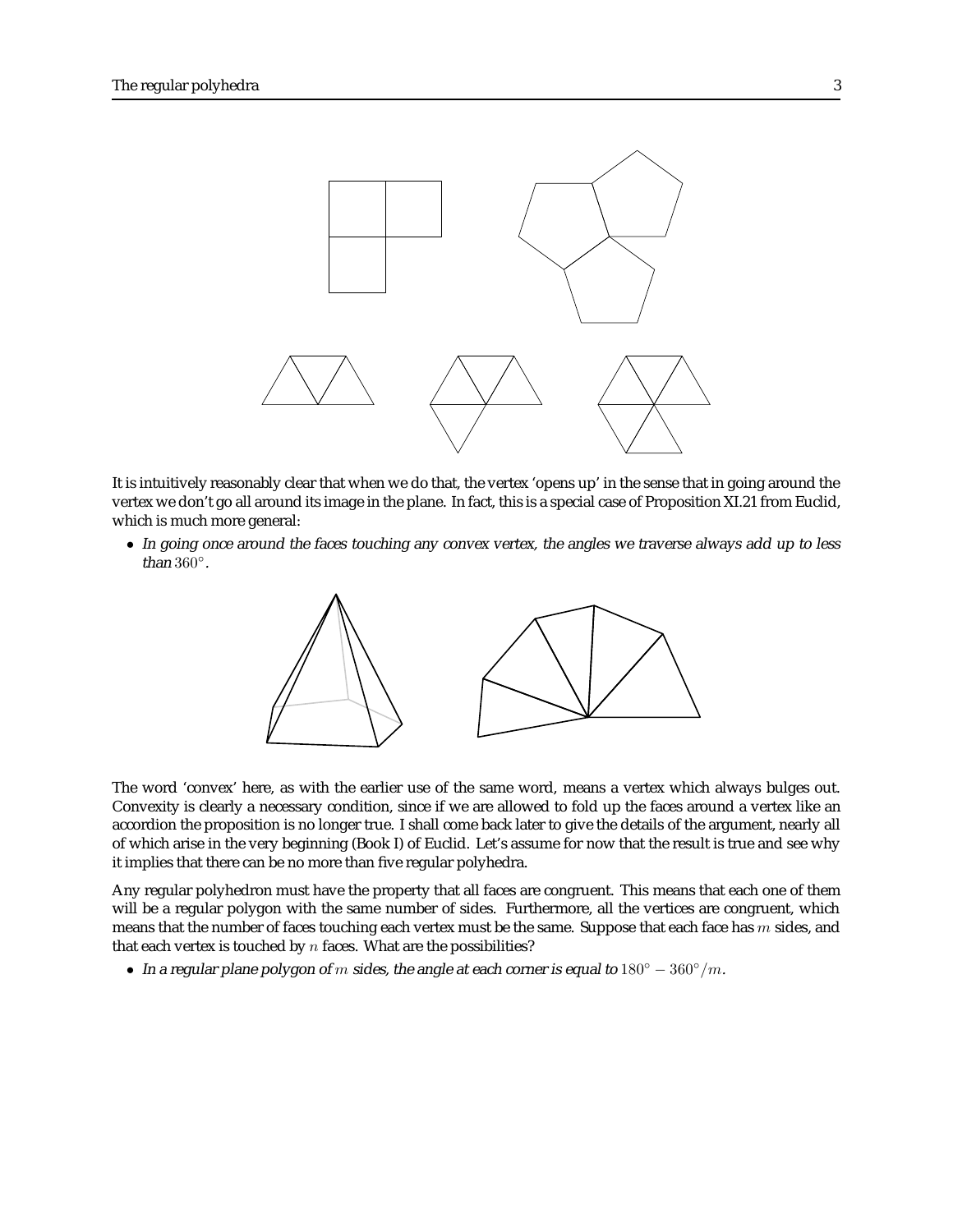It is intuitively reasonably clear that when we do that, the vertex 'opens up' in the sense that in going around the vertex we don't go all around its image in the plane. In fact, this is a special case of Proposition XI.21 from Euclid, which is much more general:

- *In going once around the faces touching any convex vertex, the angles we traverse always add up to less than* $360^\circ$.

The word 'convex' here, as with the earlier use of the same word, means a vertex which always bulges out. Convexity is clearly a necessary condition, since if we are allowed to fold up the faces around a vertex like an accordion the proposition is no longer true. I shall come back later to give the details of the argument, nearly all of which arise in the very beginning (Book I) of Euclid. Let's assume for now that the result is true and see why it implies that there can be no more than five regular polyhedra.

Any regular polyhedron must have the property that all faces are congruent. This means that each one of them will be a regular polygon with the same number of sides. Furthermore, all the vertices are congruent, which means that the number of faces touching each vertex must be the same. Suppose that each face has $m$ sides, and that each vertex is touched by $n$ faces. What are the possibilities?

- *In a regular plane polygon of* $m$ *sides, the angle at each corner is equal to* $180^\circ - 360^\circ/m$.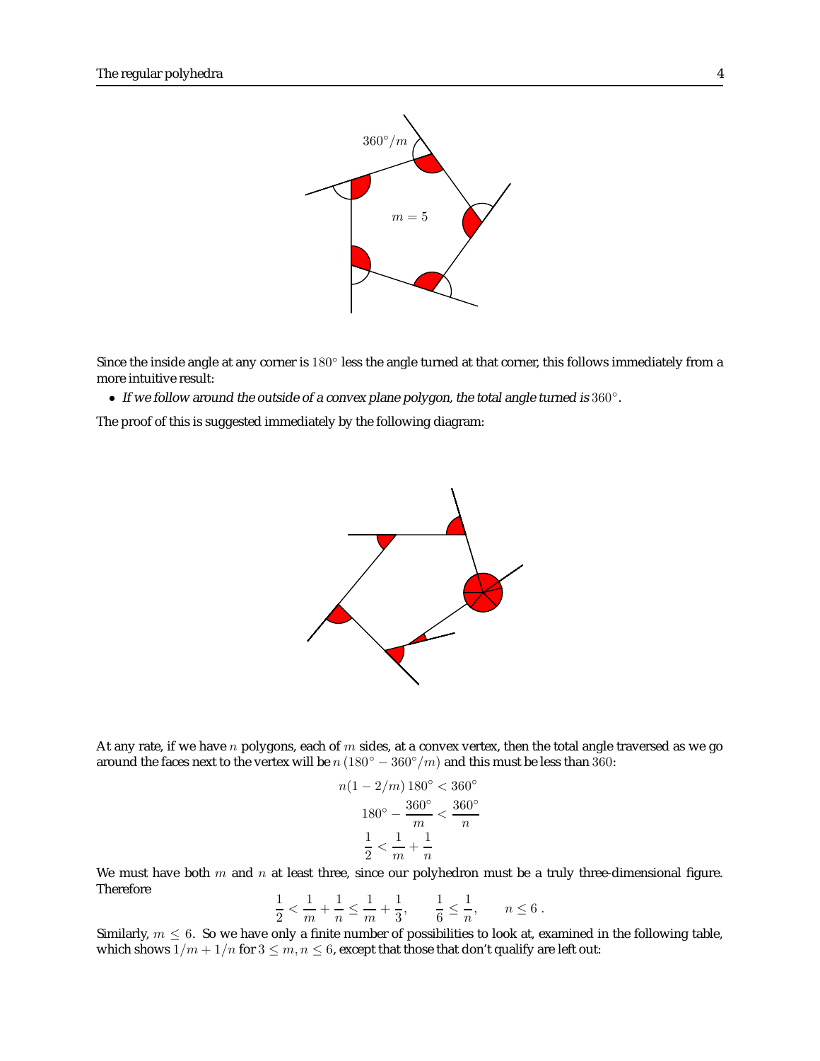Since the inside angle at any corner is $180°$ less the angle turned at that corner, this follows immediately from a more intuitive result:

- *If we follow around the outside of a convex plane polygon, the total angle turned is* $360°$.

The proof of this is suggested immediately by the following diagram:

At any rate, if we have $n$ polygons, each of $m$ sides, at a convex vertex, then the total angle traversed as we go around the faces next to the vertex will be $n\,(180° - 360°/m)$ and this must be less than $360$:

$$
\begin{aligned}
n(1 - 2/m)\,180° &< 360° \\
180° - \frac{360°}{m} &< \frac{360°}{n} \\
\frac{1}{2} &< \frac{1}{m} + \frac{1}{n}
\end{aligned}
$$

We must have both $m$ and $n$ at least three, since our polyhedron must be a truly three-dimensional figure. Therefore

$$
\frac{1}{2} < \frac{1}{m} + \frac{1}{n} \le \frac{1}{m} + \frac{1}{3}, \qquad \frac{1}{6} \le \frac{1}{n}, \qquad n \le 6\ .
$$

Similarly, $m \le 6$. So we have only a finite number of possibilities to look at, examined in the following table, which shows $1/m + 1/n$ for $3 \le m, n \le 6$, except that those that don't qualify are left out: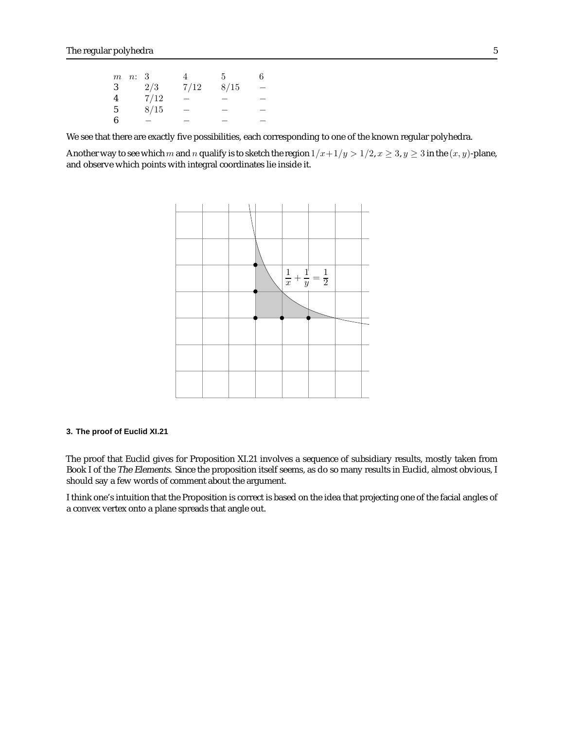| $m$ $n$: | 3 | 4 | 5 | 6 |
| --- | --- | --- | --- | --- |
| 3 | $2/3$ | $7/12$ | $8/15$ | $-$ |
| 4 | $7/12$ | $-$ | $-$ | $-$ |
| 5 | $8/15$ | $-$ | $-$ | $-$ |
| 6 | $-$ | $-$ | $-$ | $-$ |

We see that there are exactly five possibilities, each corresponding to one of the known regular polyhedra.

Another way to see which $m$ and $n$ qualify is to sketch the region $1/x+1/y > 1/2, x \geq 3, y \geq 3$ in the $(x, y)$-plane, and observe which points with integral coordinates lie inside it.

$$\frac{1}{x} + \frac{1}{y} = \frac{1}{2}$$

### 3. The proof of Euclid XI.21

The proof that Euclid gives for Proposition XI.21 involves a sequence of subsidiary results, mostly taken from Book I of the *The Elements*. Since the proposition itself seems, as do so many results in Euclid, almost obvious, I should say a few words of comment about the argument.

I think one's intuition that the Proposition is correct is based on the idea that projecting one of the facial angles of a convex vertex onto a plane spreads that angle out.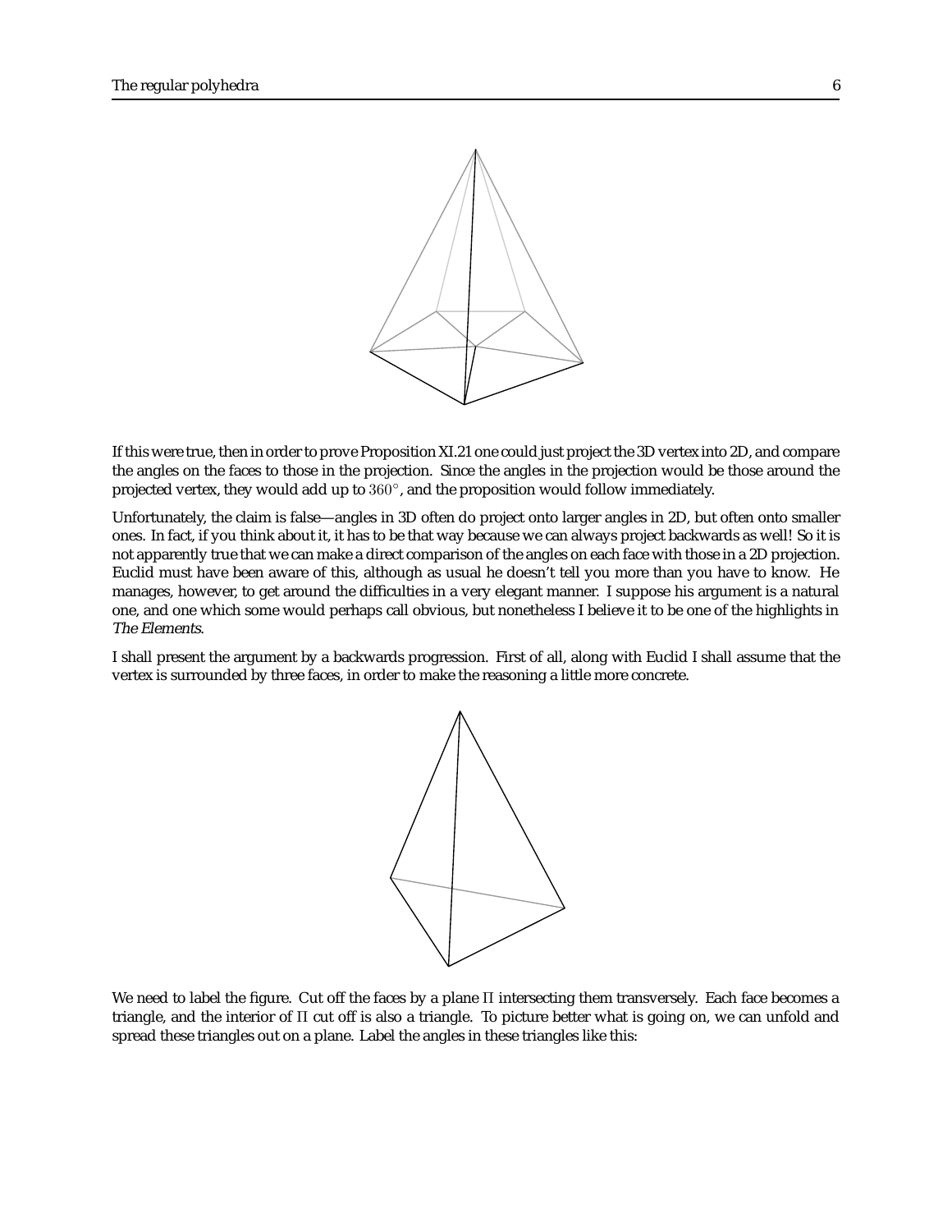If this were true, then in order to prove Proposition XI.21 one could just project the 3D vertex into 2D, and compare the angles on the faces to those in the projection. Since the angles in the projection would be those around the projected vertex, they would add up to $360^\circ$, and the proposition would follow immediately.

Unfortunately, the claim is false—angles in 3D often do project onto larger angles in 2D, but often onto smaller ones. In fact, if you think about it, it has to be that way because we can always project backwards as well! So it is not apparently true that we can make a direct comparison of the angles on each face with those in a 2D projection. Euclid must have been aware of this, although as usual he doesn't tell you more than you have to know. He manages, however, to get around the difficulties in a very elegant manner. I suppose his argument is a natural one, and one which some would perhaps call obvious, but nonetheless I believe it to be one of the highlights in *The Elements*.

I shall present the argument by a backwards progression. First of all, along with Euclid I shall assume that the vertex is surrounded by three faces, in order to make the reasoning a little more concrete.

We need to label the figure. Cut off the faces by a plane $\Pi$ intersecting them transversely. Each face becomes a triangle, and the interior of $\Pi$ cut off is also a triangle. To picture better what is going on, we can unfold and spread these triangles out on a plane. Label the angles in these triangles like this: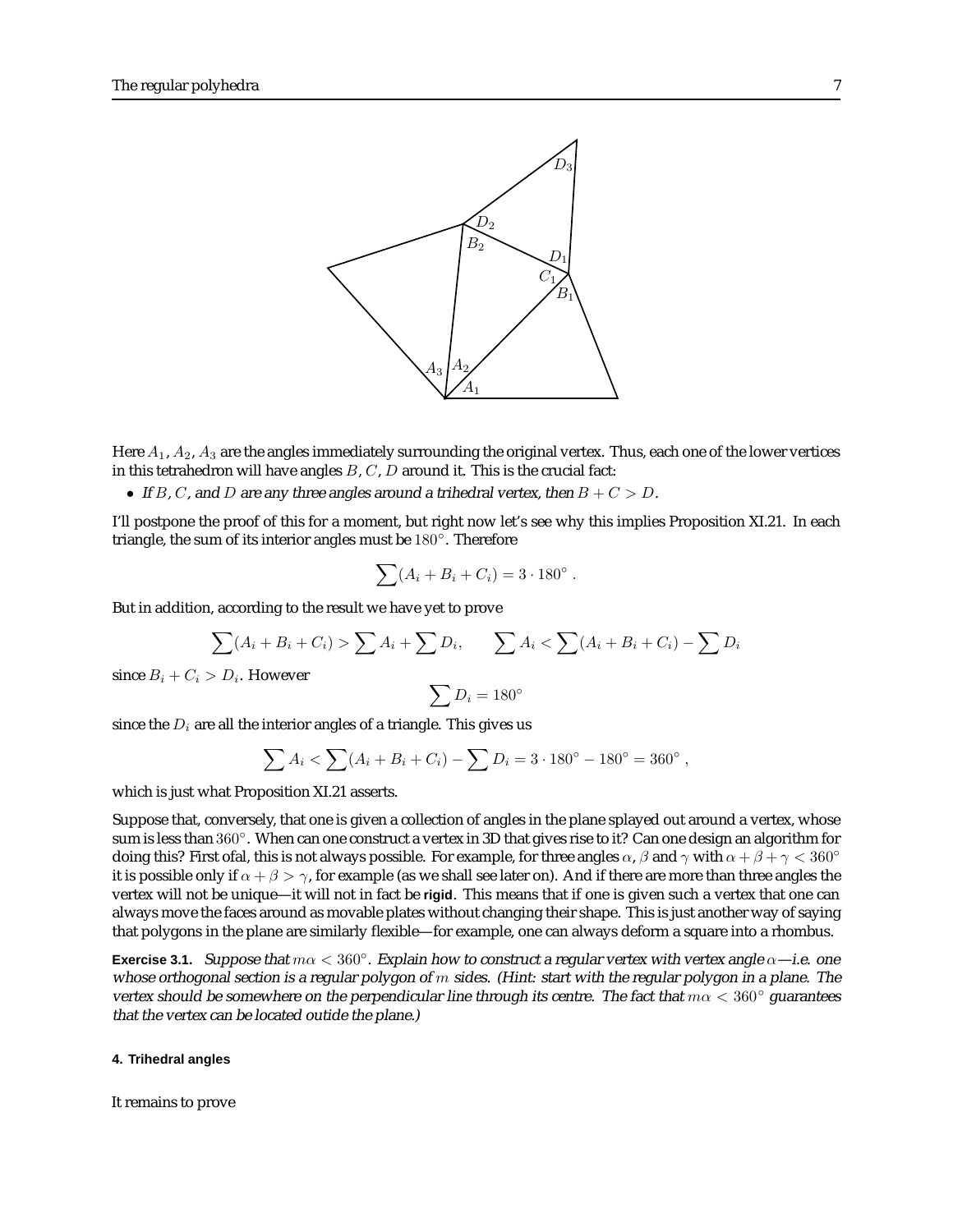Here $A_1$, $A_2$, $A_3$ are the angles immediately surrounding the original vertex. Thus, each one of the lower vertices in this tetrahedron will have angles $B$, $C$, $D$ around it. This is the crucial fact:

- *If $B$, $C$, and $D$ are any three angles around a trihedral vertex, then $B + C > D$.*

I'll postpone the proof of this for a moment, but right now let's see why this implies Proposition XI.21. In each triangle, the sum of its interior angles must be $180°$. Therefore

$$\sum (A_i + B_i + C_i) = 3 \cdot 180° \ .$$

But in addition, according to the result we have yet to prove

$$\sum (A_i + B_i + C_i) > \sum A_i + \sum D_i, \qquad \sum A_i < \sum (A_i + B_i + C_i) - \sum D_i$$

since $B_i + C_i > D_i$. However

$$\sum D_i = 180°$$

since the $D_i$ are all the interior angles of a triangle. This gives us

$$\sum A_i < \sum (A_i + B_i + C_i) - \sum D_i = 3 \cdot 180° - 180° = 360° \ ,$$

which is just what Proposition XI.21 asserts.

Suppose that, conversely, that one is given a collection of angles in the plane splayed out around a vertex, whose sum is less than $360°$. When can one construct a vertex in 3D that gives rise to it? Can one design an algorithm for doing this? First ofal, this is not always possible. For example, for three angles $\alpha$, $\beta$ and $\gamma$ with $\alpha + \beta + \gamma < 360°$ it is possible only if $\alpha + \beta > \gamma$, for example (as we shall see later on). And if there are more than three angles the vertex will not be unique—it will not in fact be **rigid**. This means that if one is given such a vertex that one can always move the faces around as movable plates without changing their shape. This is just another way of saying that polygons in the plane are similarly flexible—for example, one can always deform a square into a rhombus.

**Exercise 3.1.** *Suppose that $m\alpha < 360°$. Explain how to construct a regular vertex with vertex angle $\alpha$—i.e. one whose orthogonal section is a regular polygon of $m$ sides. (Hint: start with the regular polygon in a plane. The vertex should be somewhere on the perpendicular line through its centre. The fact that $m\alpha < 360°$ guarantees that the vertex can be located outide the plane.)*

#### 4. Trihedral angles

It remains to prove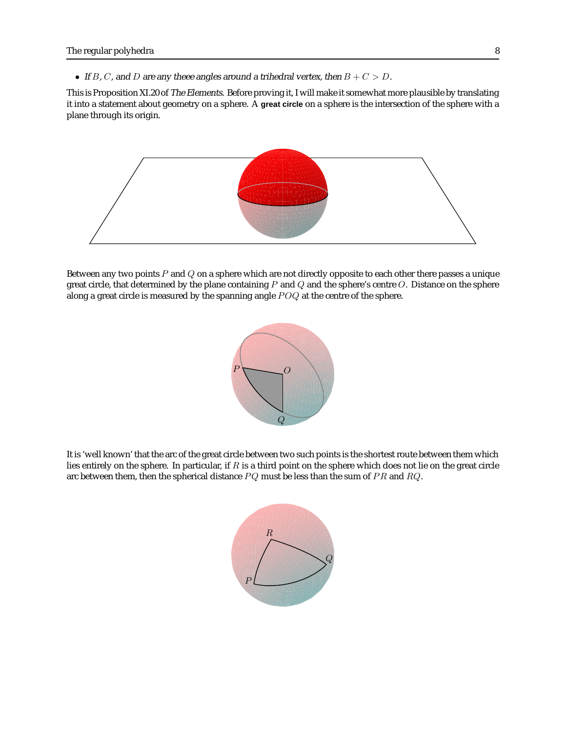- *If $B$, $C$, and $D$ are any theee angles around a trihedral vertex, then $B + C > D$.*

This is Proposition XI.20 of *The Elements*. Before proving it, I will make it somewhat more plausible by translating it into a statement about geometry on a sphere. A **great circle** on a sphere is the intersection of the sphere with a plane through its origin.

Between any two points $P$ and $Q$ on a sphere which are not directly opposite to each other there passes a unique great circle, that determined by the plane containing $P$ and $Q$ and the sphere's centre $O$. Distance on the sphere along a great circle is measured by the spanning angle $POQ$ at the centre of the sphere.

It is 'well known' that the arc of the great circle between two such points is the shortest route between them which lies entirely on the sphere. In particular, if $R$ is a third point on the sphere which does not lie on the great circle arc between them, then the spherical distance $PQ$ must be less than the sum of $PR$ and $RQ$.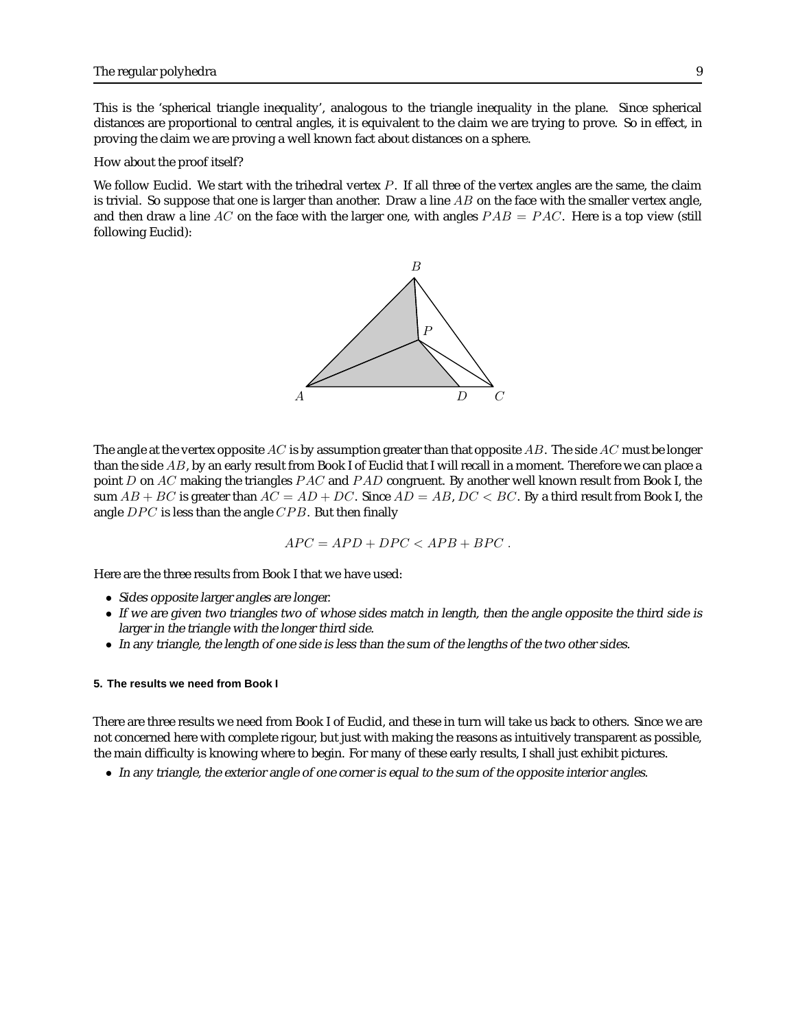This is the 'spherical triangle inequality', analogous to the triangle inequality in the plane. Since spherical distances are proportional to central angles, it is equivalent to the claim we are trying to prove. So in effect, in proving the claim we are proving a well known fact about distances on a sphere.

How about the proof itself?

We follow Euclid. We start with the trihedral vertex $P$. If all three of the vertex angles are the same, the claim is trivial. So suppose that one is larger than another. Draw a line $AB$ on the face with the smaller vertex angle, and then draw a line $AC$ on the face with the larger one, with angles $PAB = PAC$. Here is a top view (still following Euclid):

The angle at the vertex opposite $AC$ is by assumption greater than that opposite $AB$. The side $AC$ must be longer than the side $AB$, by an early result from Book I of Euclid that I will recall in a moment. Therefore we can place a point $D$ on $AC$ making the triangles $PAC$ and $PAD$ congruent. By another well known result from Book I, the sum $AB + BC$ is greater than $AC = AD + DC$. Since $AD = AB$, $DC < BC$. By a third result from Book I, the angle $DPC$ is less than the angle $CPB$. But then finally

$$APC = APD + DPC < APB + BPC .$$

Here are the three results from Book I that we have used:

- *Sides opposite larger angles are longer.*
- *If we are given two triangles two of whose sides match in length, then the angle opposite the third side is larger in the triangle with the longer third side.*
- *In any triangle, the length of one side is less than the sum of the lengths of the two other sides.*

### 5. The results we need from Book I

There are three results we need from Book I of Euclid, and these in turn will take us back to others. Since we are not concerned here with complete rigour, but just with making the reasons as intuitively transparent as possible, the main difficulty is knowing where to begin. For many of these early results, I shall just exhibit pictures.

- *In any triangle, the exterior angle of one corner is equal to the sum of the opposite interior angles.*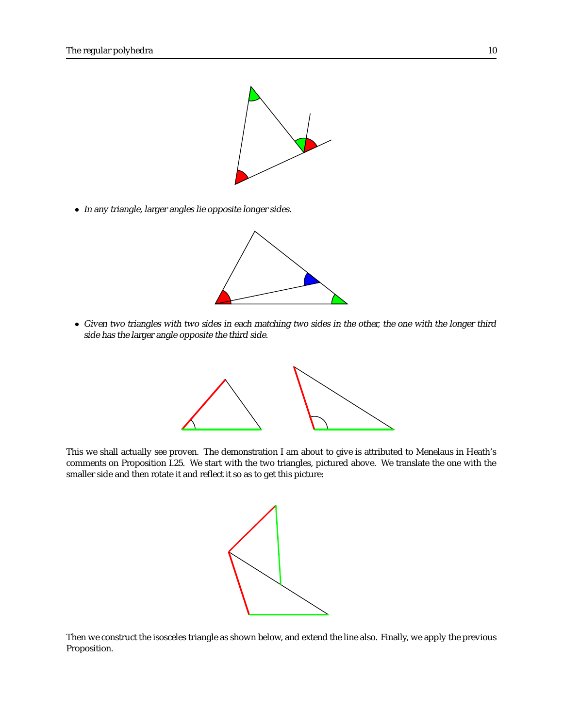- *In any triangle, larger angles lie opposite longer sides.*

- *Given two triangles with two sides in each matching two sides in the other, the one with the longer third side has the larger angle opposite the third side.*

This we shall actually see proven. The demonstration I am about to give is attributed to Menelaus in Heath's comments on Proposition I.25. We start with the two triangles, pictured above. We translate the one with the smaller side and then rotate it and reflect it so as to get this picture:

Then we construct the isosceles triangle as shown below, and extend the line also. Finally, we apply the previous Proposition.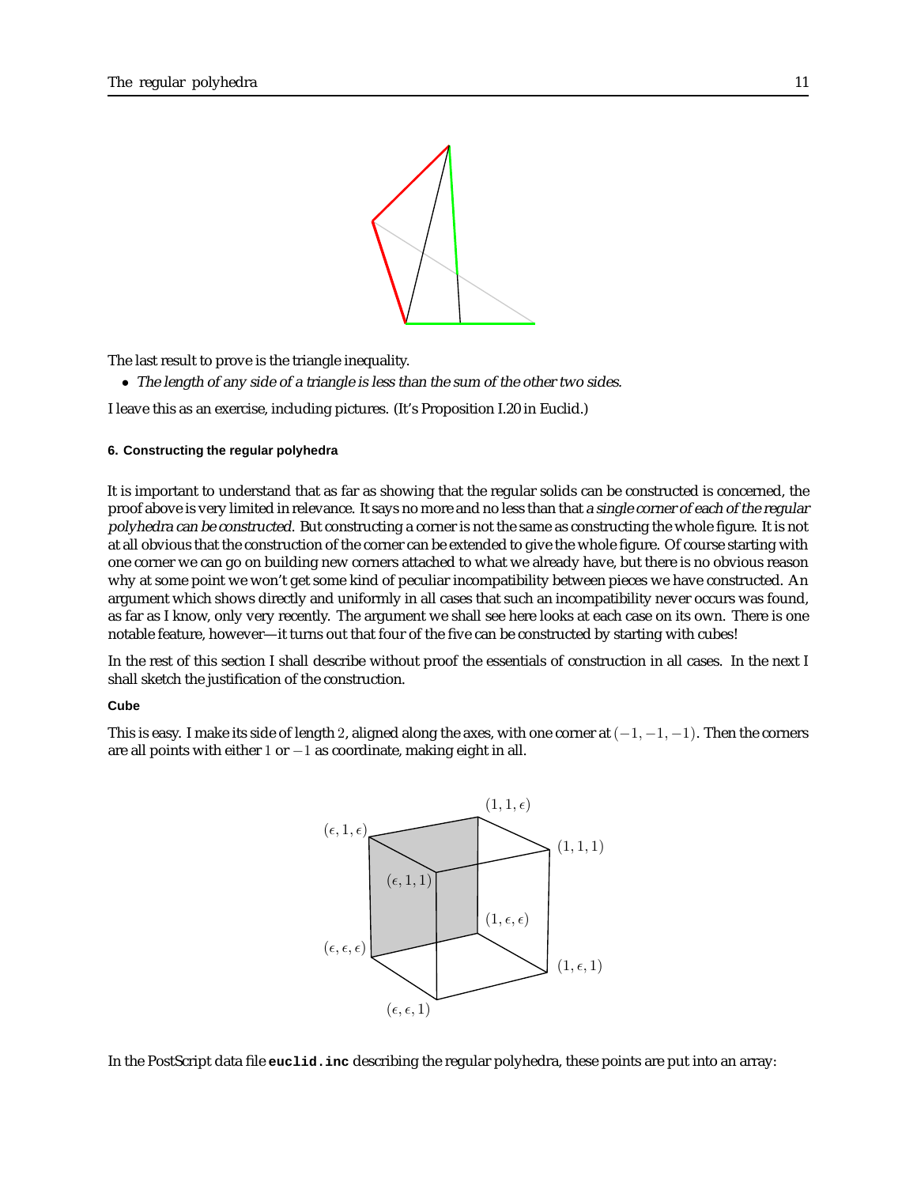The last result to prove is the triangle inequality.

- *The length of any side of a triangle is less than the sum of the other two sides.*

I leave this as an exercise, including pictures. (It's Proposition I.20 in Euclid.)

#### 6. Constructing the regular polyhedra

It is important to understand that as far as showing that the regular solids can be constructed is concerned, the proof above is very limited in relevance. It says no more and no less than that *a single corner of each of the regular polyhedra can be constructed*. But constructing a corner is not the same as constructing the whole figure. It is not at all obvious that the construction of the corner can be extended to give the whole figure. Of course starting with one corner we can go on building new corners attached to what we already have, but there is no obvious reason why at some point we won't get some kind of peculiar incompatibility between pieces we have constructed. An argument which shows directly and uniformly in all cases that such an incompatibility never occurs was found, as far as I know, only very recently. The argument we shall see here looks at each case on its own. There is one notable feature, however—it turns out that four of the five can be constructed by starting with cubes!

In the rest of this section I shall describe without proof the essentials of construction in all cases. In the next I shall sketch the justification of the construction.

##### Cube

This is easy. I make its side of length $2$, aligned along the axes, with one corner at $(-1,-1,-1)$. Then the corners are all points with either $1$ or $-1$ as coordinate, making eight in all.

In the PostScript data file **euclid.inc** describing the regular polyhedra, these points are put into an array: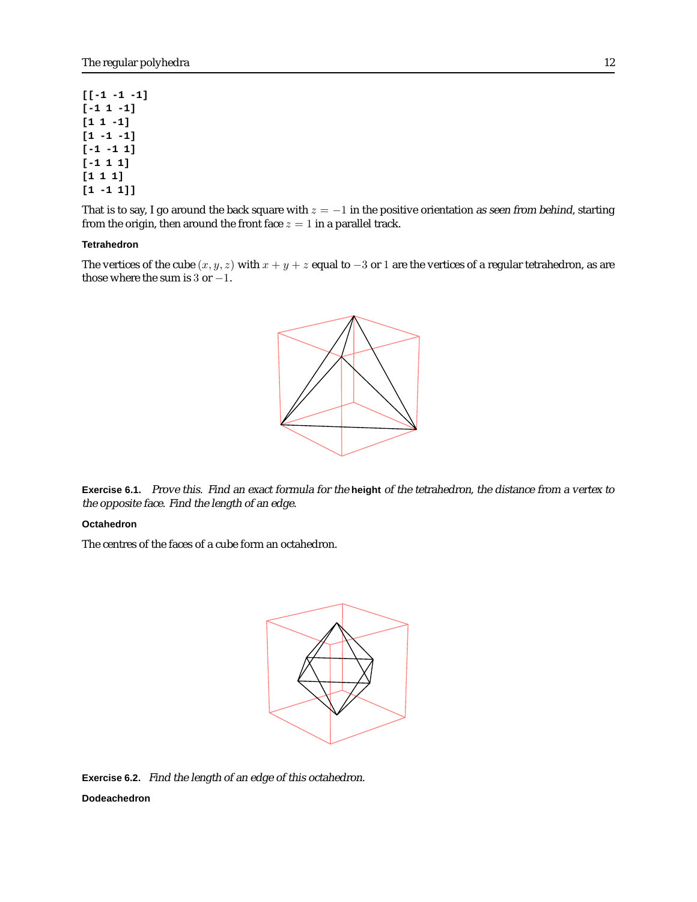```
[[-1 -1 -1]
[-1 1 -1]
[1 1 -1]
[1 -1 -1]
[-1 -1 1]
[-1 1 1]
[1 1 1]
[1 -1 1]]
```

That is to say, I go around the back square with $z = -1$ in the positive orientation *as seen from behind*, starting from the origin, then around the front face $z = 1$ in a parallel track.

**Tetrahedron**

The vertices of the cube $(x, y, z)$ with $x + y + z$ equal to $-3$ or $1$ are the vertices of a regular tetrahedron, as are those where the sum is $3$ or $-1$.

**Exercise 6.1.** *Prove this. Find an exact formula for the* **height** *of the tetrahedron, the distance from a vertex to the opposite face. Find the length of an edge.*

**Octahedron**

The centres of the faces of a cube form an octahedron.

**Exercise 6.2.** *Find the length of an edge of this octahedron.*

**Dodeachedron**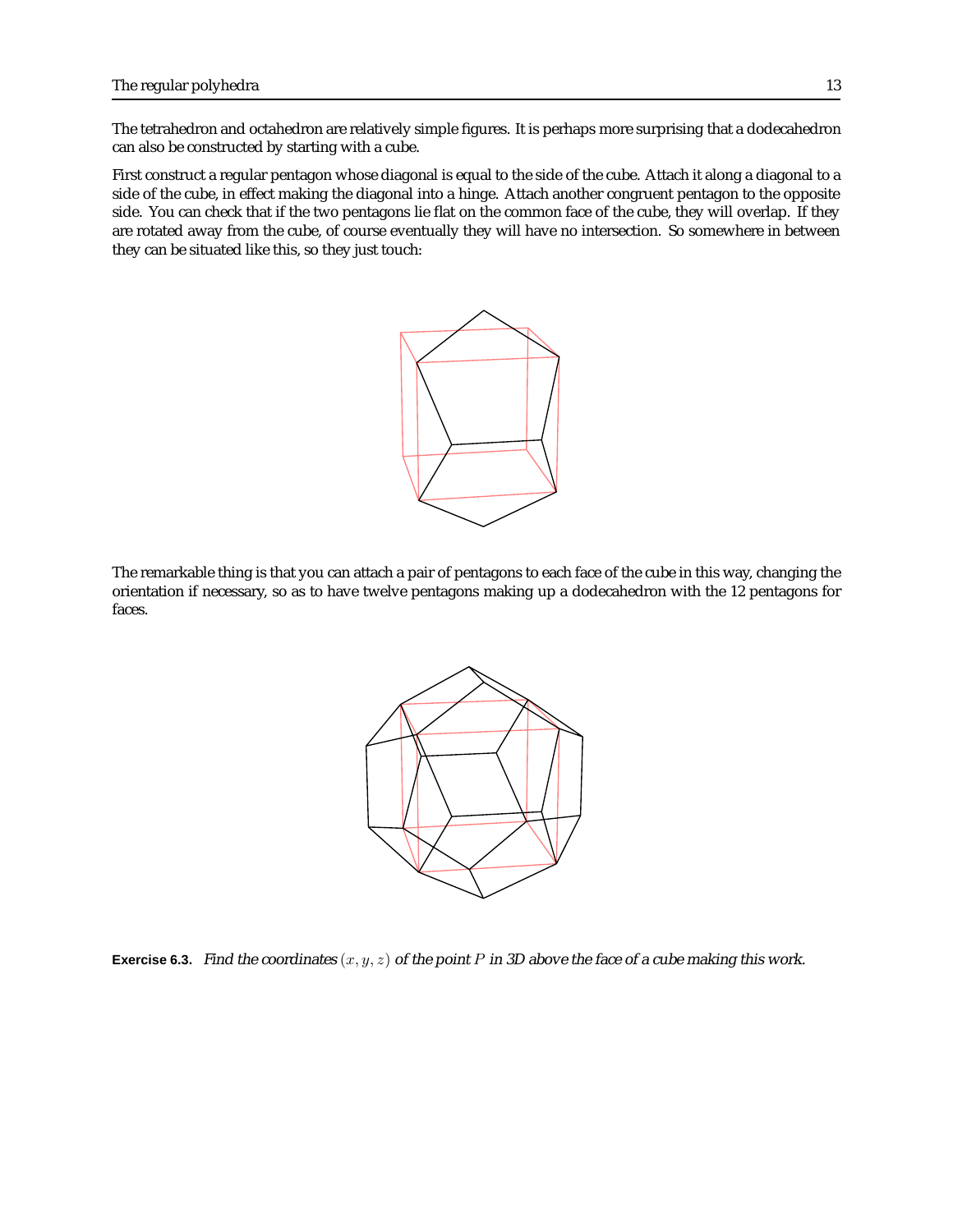The tetrahedron and octahedron are relatively simple figures. It is perhaps more surprising that a dodecahedron can also be constructed by starting with a cube.

First construct a regular pentagon whose diagonal is equal to the side of the cube. Attach it along a diagonal to a side of the cube, in effect making the diagonal into a hinge. Attach another congruent pentagon to the opposite side. You can check that if the two pentagons lie flat on the common face of the cube, they will overlap. If they are rotated away from the cube, of course eventually they will have no intersection. So somewhere in between they can be situated like this, so they just touch:

The remarkable thing is that you can attach a pair of pentagons to each face of the cube in this way, changing the orientation if necessary, so as to have twelve pentagons making up a dodecahedron with the 12 pentagons for faces.

**Exercise 6.3.** *Find the coordinates $(x, y, z)$ of the point $P$ in 3D above the face of a cube making this work.*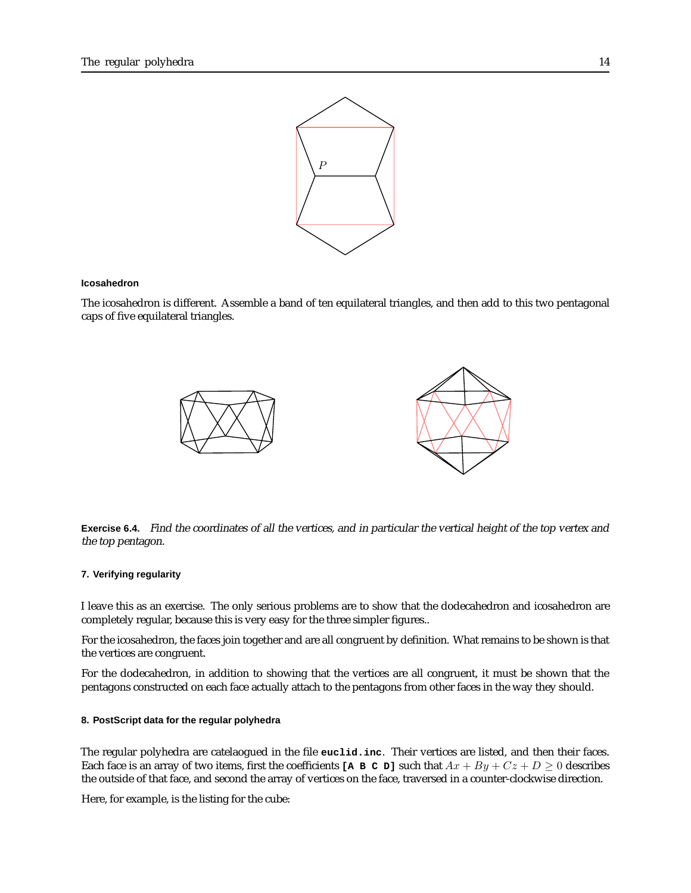P

#### Icosahedron

The icosahedron is different. Assemble a band of ten equilateral triangles, and then add to this two pentagonal caps of five equilateral triangles.

**Exercise 6.4.** *Find the coordinates of all the vertices, and in particular the vertical height of the top vertex and the top pentagon.*

### 7. Verifying regularity

I leave this as an exercise. The only serious problems are to show that the dodecahedron and icosahedron are completely regular, because this is very easy for the three simpler figures..

For the icosahedron, the faces join together and are all congruent by definition. What remains to be shown is that the vertices are congruent.

For the dodecahedron, in addition to showing that the vertices are all congruent, it must be shown that the pentagons constructed on each face actually attach to the pentagons from other faces in the way they should.

### 8. PostScript data for the regular polyhedra

The regular polyhedra are catelaogued in the file **`euclid.inc`**. Their vertices are listed, and then their faces. Each face is an array of two items, first the coefficients **`[A B C D]`** such that $Ax + By + Cz + D \geq 0$ describes the outside of that face, and second the array of vertices on the face, traversed in a counter-clockwise direction.

Here, for example, is the listing for the cube: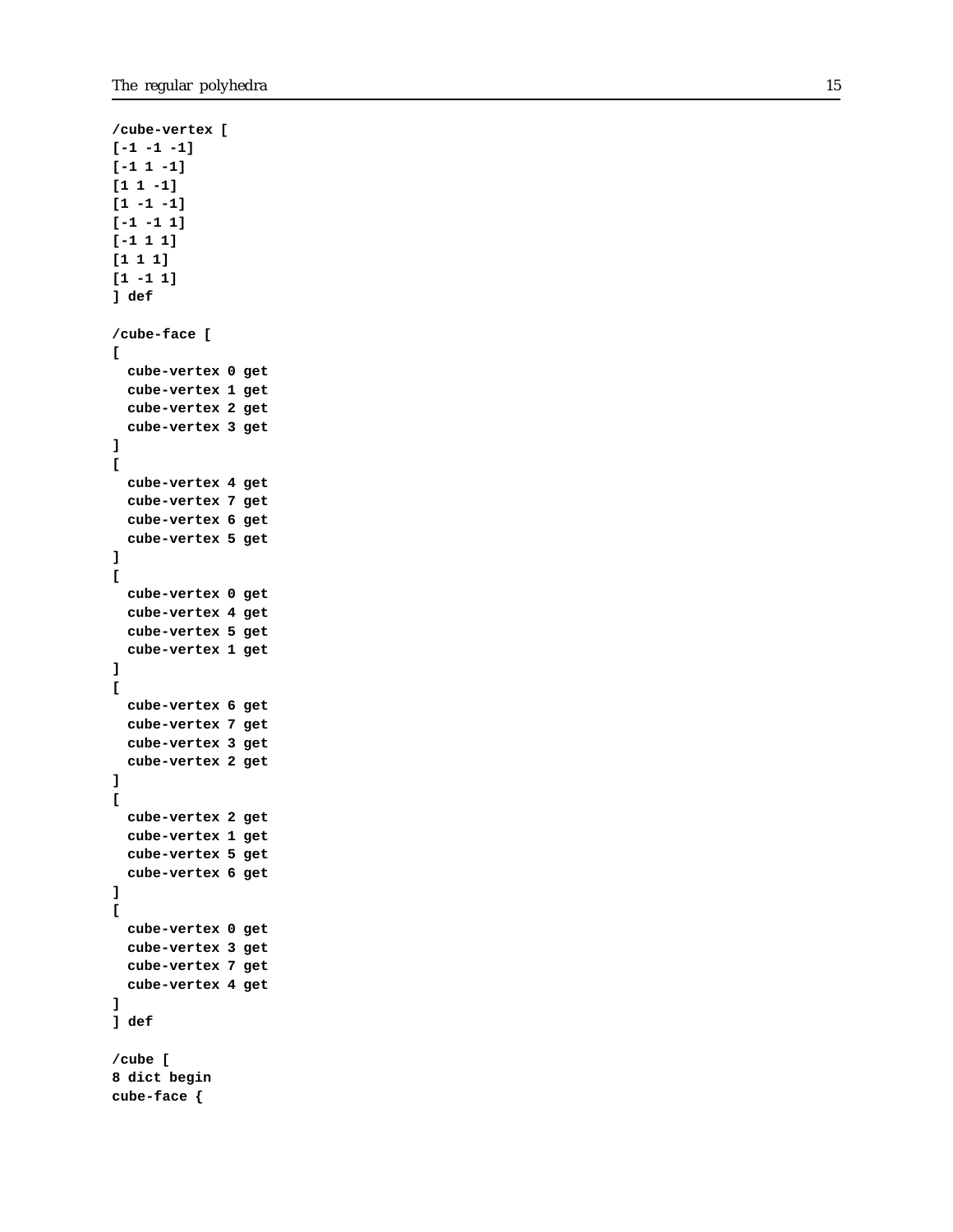```
/cube-vertex [
[-1 -1 -1]
[-1 1 -1]
[1 1 -1]
[1 -1 -1]
[-1 -1 1]
[-1 1 1]
[1 1 1]
[1 -1 1]
] def

/cube-face [
[
  cube-vertex 0 get
  cube-vertex 1 get
  cube-vertex 2 get
  cube-vertex 3 get
]
[
  cube-vertex 4 get
  cube-vertex 7 get
  cube-vertex 6 get
  cube-vertex 5 get
]
[
  cube-vertex 0 get
  cube-vertex 4 get
  cube-vertex 5 get
  cube-vertex 1 get
]
[
  cube-vertex 6 get
  cube-vertex 7 get
  cube-vertex 3 get
  cube-vertex 2 get
]
[
  cube-vertex 2 get
  cube-vertex 1 get
  cube-vertex 5 get
  cube-vertex 6 get
]
[
  cube-vertex 0 get
  cube-vertex 3 get
  cube-vertex 7 get
  cube-vertex 4 get
]
] def

/cube [
8 dict begin
cube-face {
```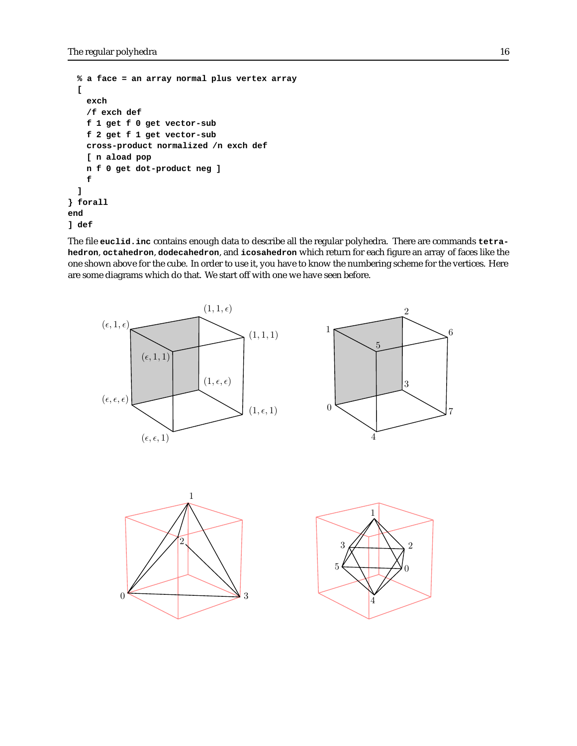```
  % a face = an array normal plus vertex array
  [
    exch
    /f exch def
    f 1 get f 0 get vector-sub
    f 2 get f 1 get vector-sub
    cross-product normalized /n exch def
    [ n aload pop
    n f 0 get dot-product neg ]
    f
  ]
} forall
end
] def
```

The file **euclid.inc** contains enough data to describe all the regular polyhedra. There are commands **tetrahedron**, **octahedron**, **dodecahedron**, and **icosahedron** which return for each figure an array of faces like the one shown above for the cube. In order to use it, you have to know the numbering scheme for the vertices. Here are some diagrams which do that. We start off with one we have seen before.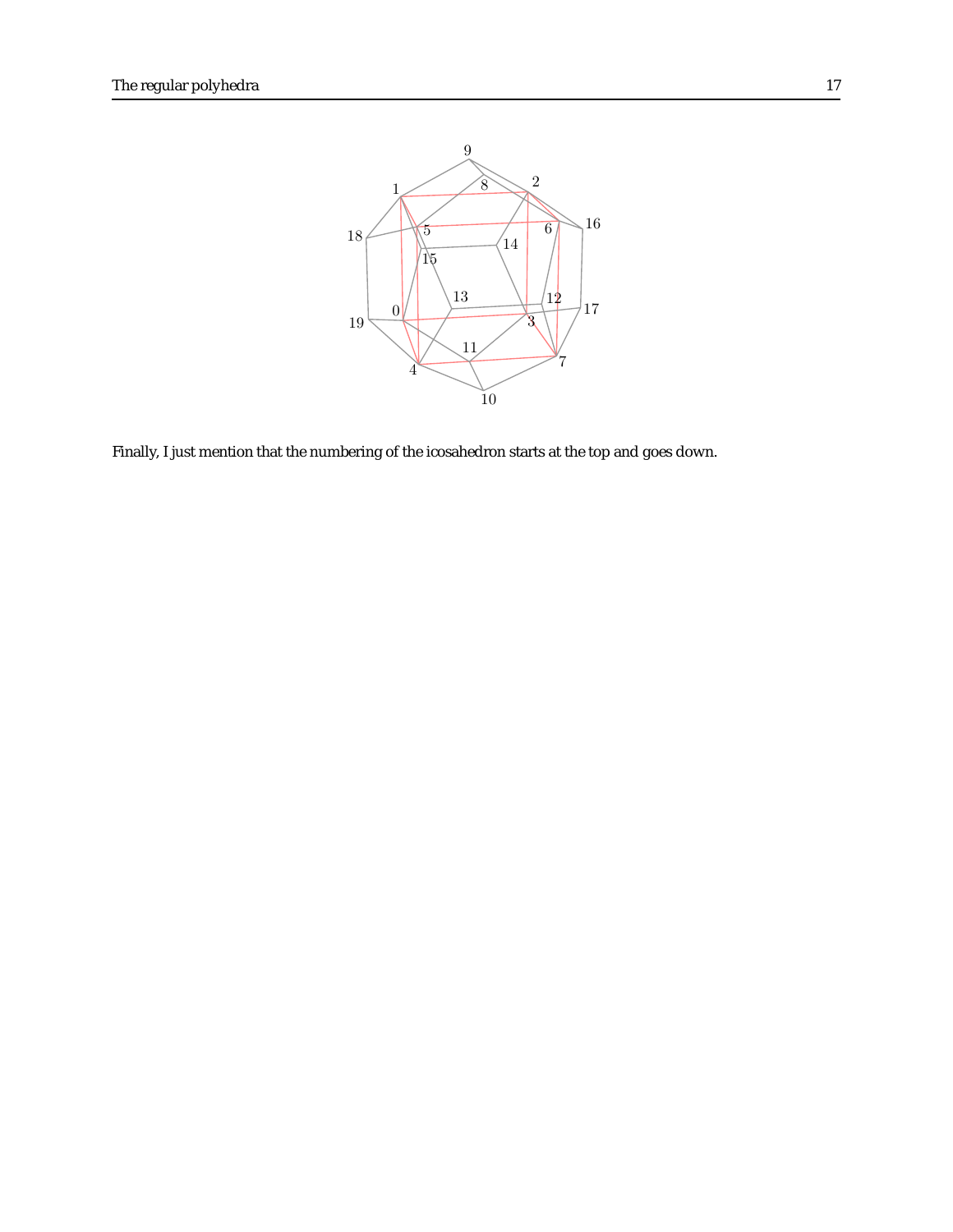9
8
2
1
16
5
6
18
14
15
13
12
17
19
0
3
11
7
4
10

Finally, I just mention that the numbering of the icosahedron starts at the top and goes down.